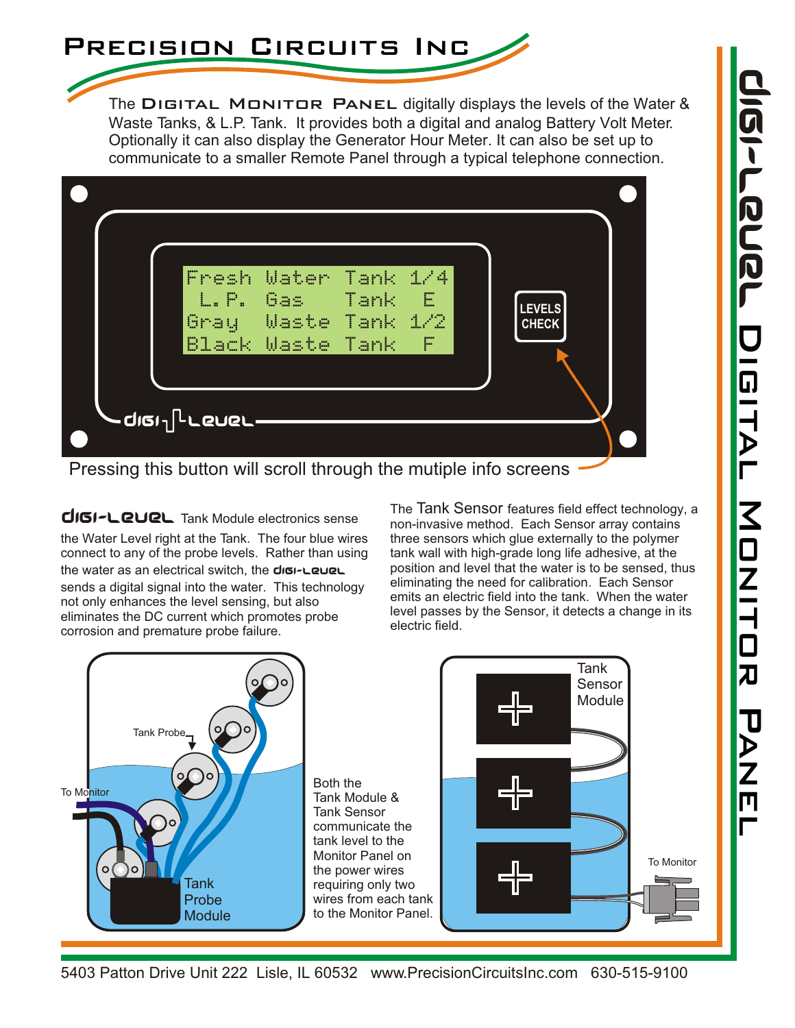# Precision Circuits Inc

## DIGI-LEVEL Digital Monitor Panel

The **Digital Monitor Panel** digitally displays the levels of the Water & Waste Tanks, & L.P. Tank. It provides both a digital and analog Battery Volt Meter. Optionally it can also display the Generator Hour Meter. It can also be set up to communicate to a smaller Remote Panel through a typical telephone connection.

```
Fresh Water Tank 1/4
 L.P. Gas   Tank  E
Gray  Waste Tank 1/2
Black Waste Tank  F
```

LEVELS CHECK

digi-level

Pressing this button will scroll through the mutiple info screens

**DIGI-LEVEL** Tank Module electronics sense the Water Level right at the Tank. The four blue wires connect to any of the probe levels. Rather than using the water as an electrical switch, the DIGI-LEVEL sends a digital signal into the water. This technology not only enhances the level sensing, but also eliminates the DC current which promotes probe corrosion and premature probe failure.

The Tank Sensor features field effect technology, a non-invasive method. Each Sensor array contains three sensors which glue externally to the polymer tank wall with high-grade long life adhesive, at the position and level that the water is to be sensed, thus eliminating the need for calibration. Each Sensor emits an electric field into the tank. When the water level passes by the Sensor, it detects a change in its electric field.

Tank Probe

To Monitor

Tank Probe Module

Both the Tank Module & Tank Sensor communicate the tank level to the Monitor Panel on the power wires requiring only two wires from each tank to the Monitor Panel.

Tank Sensor Module

To Monitor

5403 Patton Drive Unit 222 Lisle, IL 60532 www.PrecisionCircuitsInc.com 630-515-9100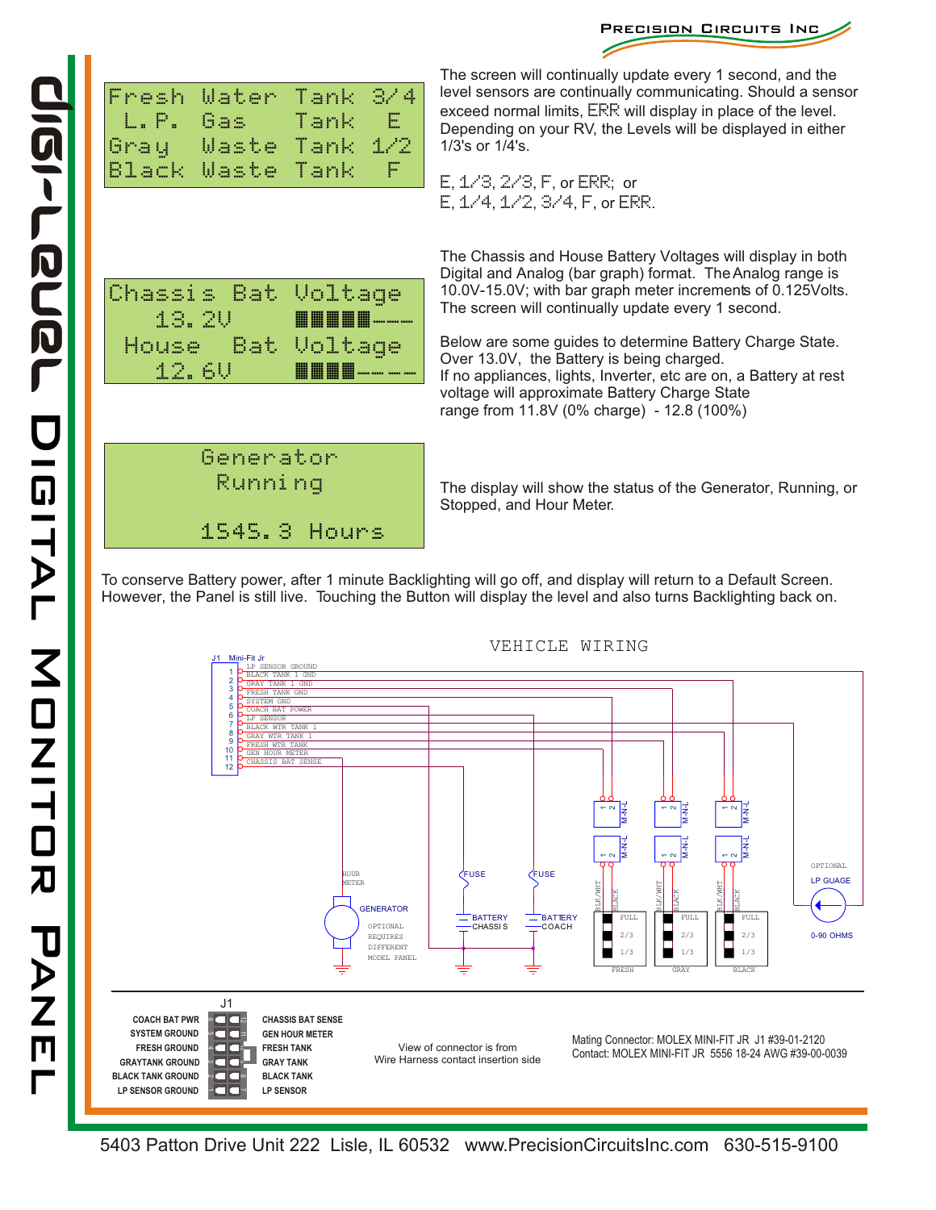The screen will continually update every 1 second, and the level sensors are continually communicating. Should a sensor exceed normal limits, ERR will display in place of the level. Depending on your RV, the Levels will be displayed in either 1/3's or 1/4's.

E, 1/3, 2/3, F, or ERR; or
E, 1/4, 1/2, 3/4, F, or ERR.

```
Fresh Water Tank 3/4
 L.P.  Gas   Tank  E
Gray  Waste Tank 1/2
Black Waste Tank  F
```

The Chassis and House Battery Voltages will display in both Digital and Analog (bar graph) format. The Analog range is 10.0V-15.0V; with bar graph meter increments of 0.125Volts. The screen will continually update every 1 second.

Below are some guides to determine Battery Charge State.
Over 13.0V, the Battery is being charged.
If no appliances, lights, Inverter, etc are on, a Battery at rest voltage will approximate Battery Charge State range from 11.8V (0% charge) - 12.8 (100%)

```
Chassis Bat Voltage
  13.2V
 House  Bat Voltage
  12.6V
```

```
   Generator
   Running

   1545.3 Hours
```

The display will show the status of the Generator, Running, or Stopped, and Hour Meter.

To conserve Battery power, after 1 minute Backlighting will go off, and display will return to a Default Screen. However, the Panel is still live. Touching the Button will display the level and also turns Backlighting back on.

VEHICLE WIRING

J1 Mini-Fit Jr

1 LP SENSOR GROUND
2 BLACK TANK 1 GND
3 GRAY TANK 1 GND
4 FRESH TANK GND
5 SYSTEM GND
6 COACH BAT POWER
7 LP SENSOR
8 BLACK WTR TANK 1
9 GRAY WTR TANK 1
10 FRESH WTR TANK
11 GEN HOUR METER
12 CHASSIS BAT SENSE

HOUR METER
GENERATOR
OPTIONAL REQUIRES DIFFERENT MODEL PANEL
FUSE
BATTERY CHASSIS
FUSE
BATTERY COACH
M-N-L
BLK/WHT
BLACK
FULL
2/3
1/3
FRESH
GRAY
BLACK
OPTIONAL
LP GUAGE
0-90 OHMS

J1

| | | |
|---|---|---|
| COACH BAT PWR | 6 / 12 | CHASSIS BAT SENSE |
| SYSTEM GROUND | 5 / 11 | GEN HOUR METER |
| FRESH GROUND | 4 / 10 | FRESH TANK |
| GRAYTANK GROUND | 3 / 9 | GRAY TANK |
| BLACK TANK GROUND | 2 / 8 | BLACK TANK |
| LP SENSOR GROUND | 1 / 7 | LP SENSOR |

View of connector is from Wire Harness contact insertion side

Mating Connector: MOLEX MINI-FIT JR J1 #39-01-2120
Contact: MOLEX MINI-FIT JR 5556 18-24 AWG #39-00-0039

5403 Patton Drive Unit 222 Lisle, IL 60532 www.PrecisionCircuitsInc.com 630-515-9100